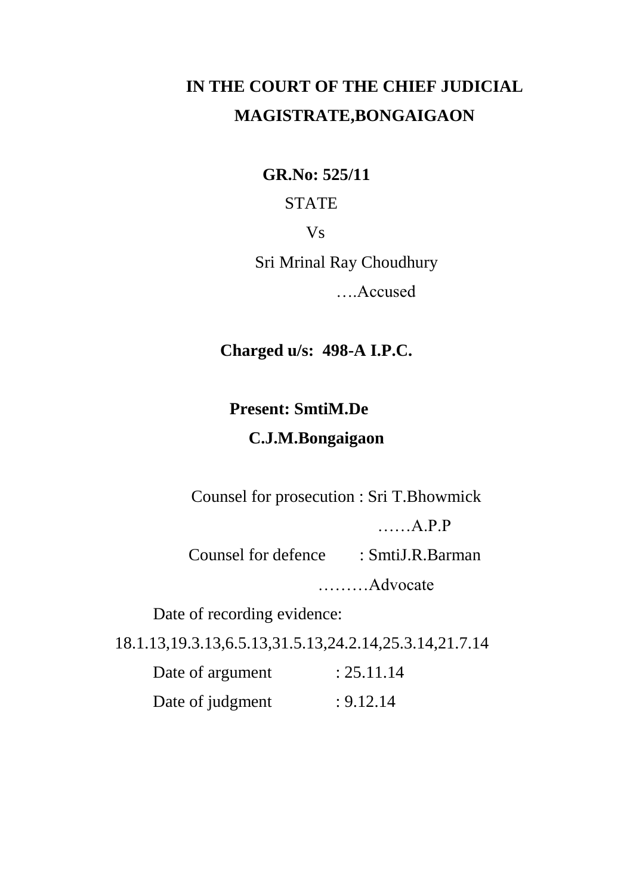# IN THE COURT OF THE CHIEF JUDICIAL MAGISTRATE,BONGAIGAON

**GR.No: 525/11**

STATE

Vs

Sri Mrinal Ray Choudhury

….Accused

**Charged u/s: 498-A I.P.C.**

**Present: SmtiM.De**

**C.J.M.Bongaigaon**

Counsel for prosecution : Sri T.Bhowmick

……A.P.P

Counsel for defence : SmtiJ.R.Barman

………Advocate

Date of recording evidence:

18.1.13,19.3.13,6.5.13,31.5.13,24.2.14,25.3.14,21.7.14

Date of argument : 25.11.14

Date of judgment : 9.12.14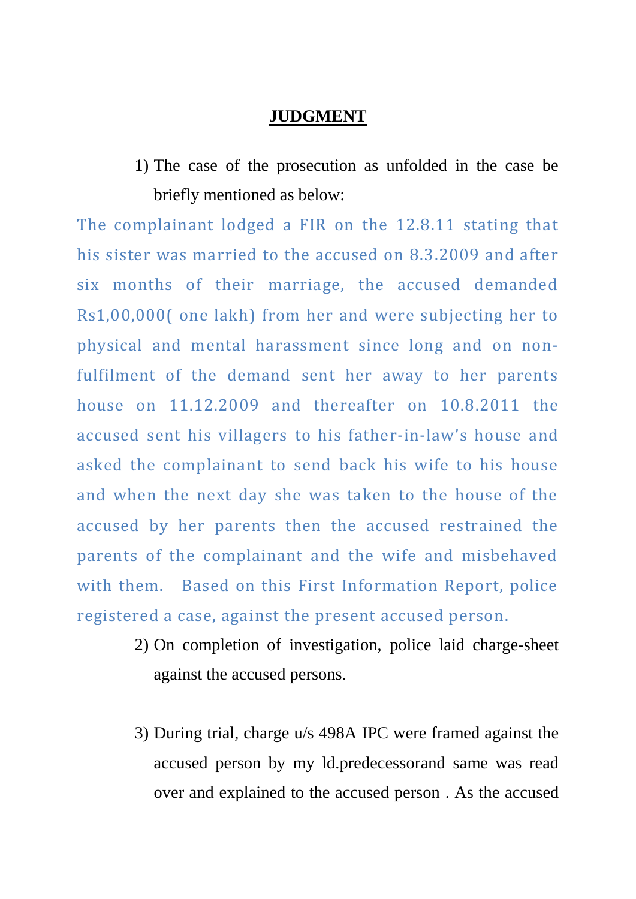**JUDGMENT**

1) The case of the prosecution as unfolded in the case be briefly mentioned as below:

The complainant lodged a FIR on the 12.8.11 stating that his sister was married to the accused on 8.3.2009 and after six months of their marriage, the accused demanded Rs1,00,000( one lakh) from her and were subjecting her to physical and mental harassment since long and on non-fulfilment of the demand sent her away to her parents house on 11.12.2009 and thereafter on 10.8.2011 the accused sent his villagers to his father-in-law's house and asked the complainant to send back his wife to his house and when the next day she was taken to the house of the accused by her parents then the accused restrained the parents of the complainant and the wife and misbehaved with them. Based on this First Information Report, police registered a case, against the present accused person.

2) On completion of investigation, police laid charge-sheet against the accused persons.

3) During trial, charge u/s 498A IPC were framed against the accused person by my ld.predecessorand same was read over and explained to the accused person . As the accused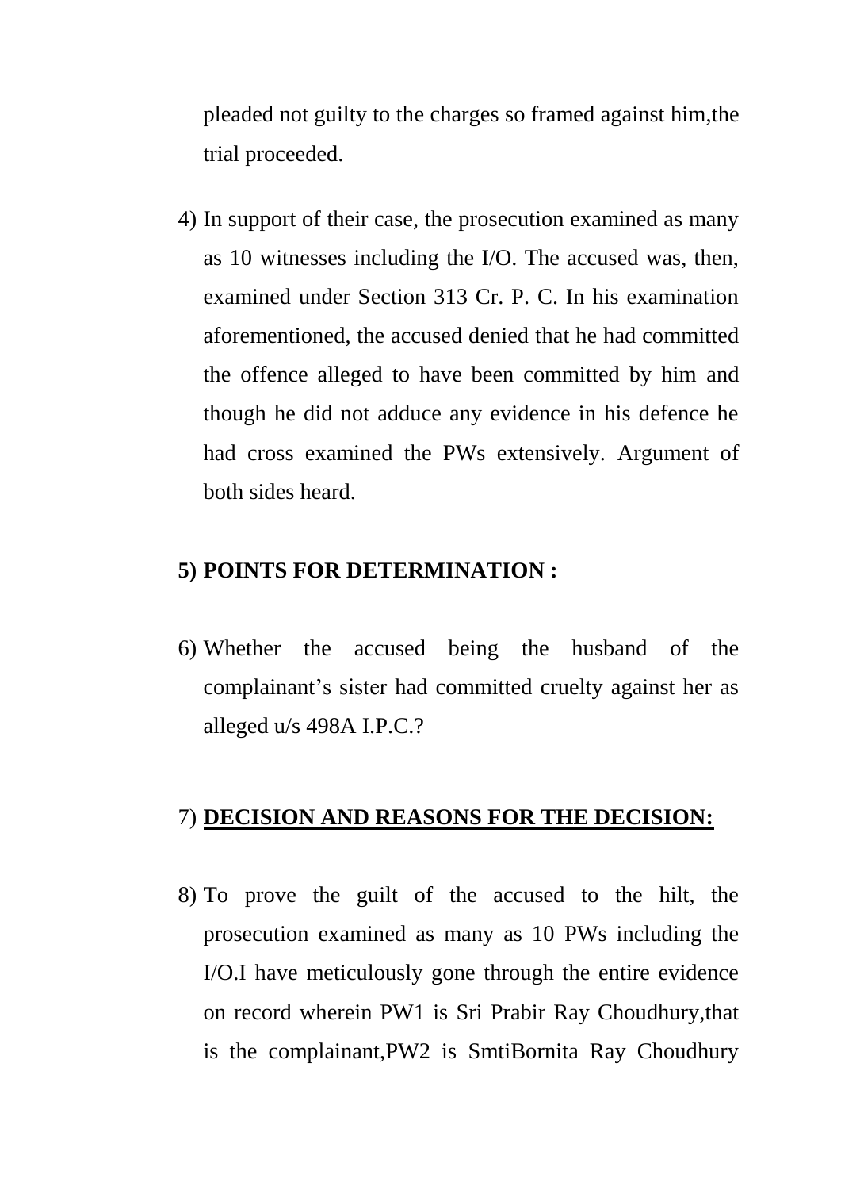pleaded not guilty to the charges so framed against him,the trial proceeded.

4) In support of their case, the prosecution examined as many as 10 witnesses including the I/O. The accused was, then, examined under Section 313 Cr. P. C. In his examination aforementioned, the accused denied that he had committed the offence alleged to have been committed by him and though he did not adduce any evidence in his defence he had cross examined the PWs extensively. Argument of both sides heard.

5) **POINTS FOR DETERMINATION :**

6) Whether the accused being the husband of the complainant's sister had committed cruelty against her as alleged u/s 498A I.P.C.?

7) **<u>DECISION AND REASONS FOR THE DECISION:</u>**

8) To prove the guilt of the accused to the hilt, the prosecution examined as many as 10 PWs including the I/O.I have meticulously gone through the entire evidence on record wherein PW1 is Sri Prabir Ray Choudhury,that is the complainant,PW2 is SmtiBornita Ray Choudhury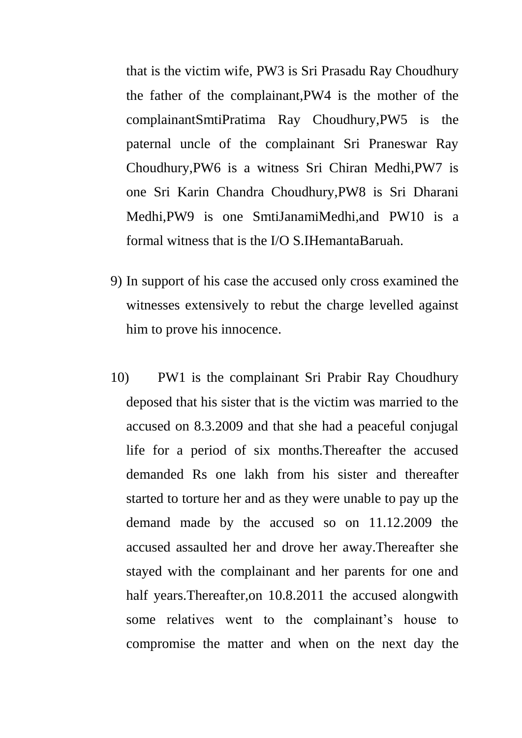that is the victim wife, PW3 is Sri Prasadu Ray Choudhury the father of the complainant,PW4 is the mother of the complainantSmtiPratima Ray Choudhury,PW5 is the paternal uncle of the complainant Sri Praneswar Ray Choudhury,PW6 is a witness Sri Chiran Medhi,PW7 is one Sri Karin Chandra Choudhury,PW8 is Sri Dharani Medhi,PW9 is one SmtiJanamiMedhi,and PW10 is a formal witness that is the I/O S.IHemantaBaruah.

9) In support of his case the accused only cross examined the witnesses extensively to rebut the charge levelled against him to prove his innocence.

10) PW1 is the complainant Sri Prabir Ray Choudhury deposed that his sister that is the victim was married to the accused on 8.3.2009 and that she had a peaceful conjugal life for a period of six months.Thereafter the accused demanded Rs one lakh from his sister and thereafter started to torture her and as they were unable to pay up the demand made by the accused so on 11.12.2009 the accused assaulted her and drove her away.Thereafter she stayed with the complainant and her parents for one and half years.Thereafter,on 10.8.2011 the accused alongwith some relatives went to the complainant's house to compromise the matter and when on the next day the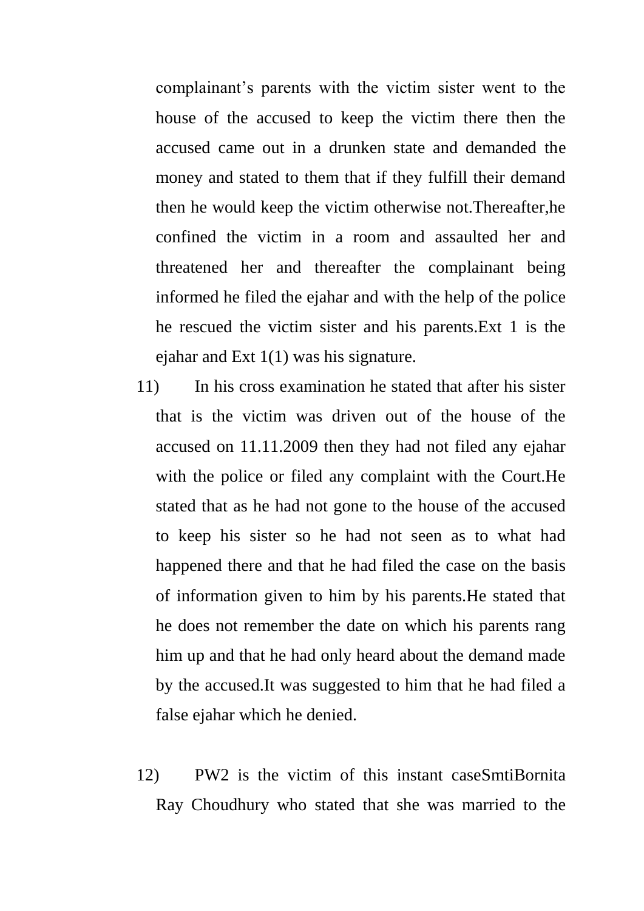complainant's parents with the victim sister went to the house of the accused to keep the victim there then the accused came out in a drunken state and demanded the money and stated to them that if they fulfill their demand then he would keep the victim otherwise not.Thereafter,he confined the victim in a room and assaulted her and threatened her and thereafter the complainant being informed he filed the ejahar and with the help of the police he rescued the victim sister and his parents.Ext 1 is the ejahar and Ext 1(1) was his signature.

11) In his cross examination he stated that after his sister that is the victim was driven out of the house of the accused on 11.11.2009 then they had not filed any ejahar with the police or filed any complaint with the Court.He stated that as he had not gone to the house of the accused to keep his sister so he had not seen as to what had happened there and that he had filed the case on the basis of information given to him by his parents.He stated that he does not remember the date on which his parents rang him up and that he had only heard about the demand made by the accused.It was suggested to him that he had filed a false ejahar which he denied.

12) PW2 is the victim of this instant caseSmtiBornita Ray Choudhury who stated that she was married to the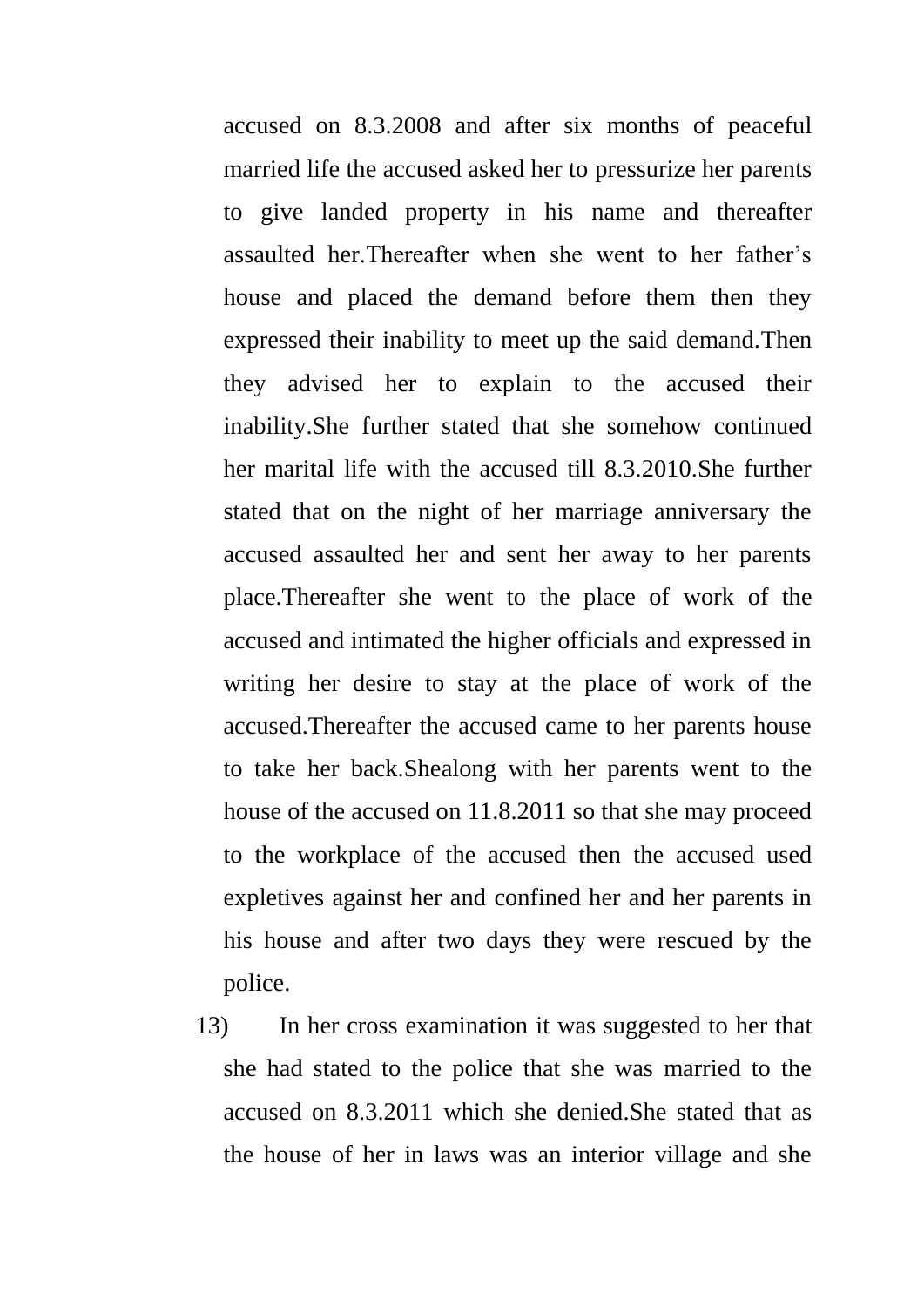accused on 8.3.2008 and after six months of peaceful married life the accused asked her to pressurize her parents to give landed property in his name and thereafter assaulted her.Thereafter when she went to her father's house and placed the demand before them then they expressed their inability to meet up the said demand.Then they advised her to explain to the accused their inability.She further stated that she somehow continued her marital life with the accused till 8.3.2010.She further stated that on the night of her marriage anniversary the accused assaulted her and sent her away to her parents place.Thereafter she went to the place of work of the accused and intimated the higher officials and expressed in writing her desire to stay at the place of work of the accused.Thereafter the accused came to her parents house to take her back.Shealong with her parents went to the house of the accused on 11.8.2011 so that she may proceed to the workplace of the accused then the accused used expletives against her and confined her and her parents in his house and after two days they were rescued by the police.

13) In her cross examination it was suggested to her that she had stated to the police that she was married to the accused on 8.3.2011 which she denied.She stated that as the house of her in laws was an interior village and she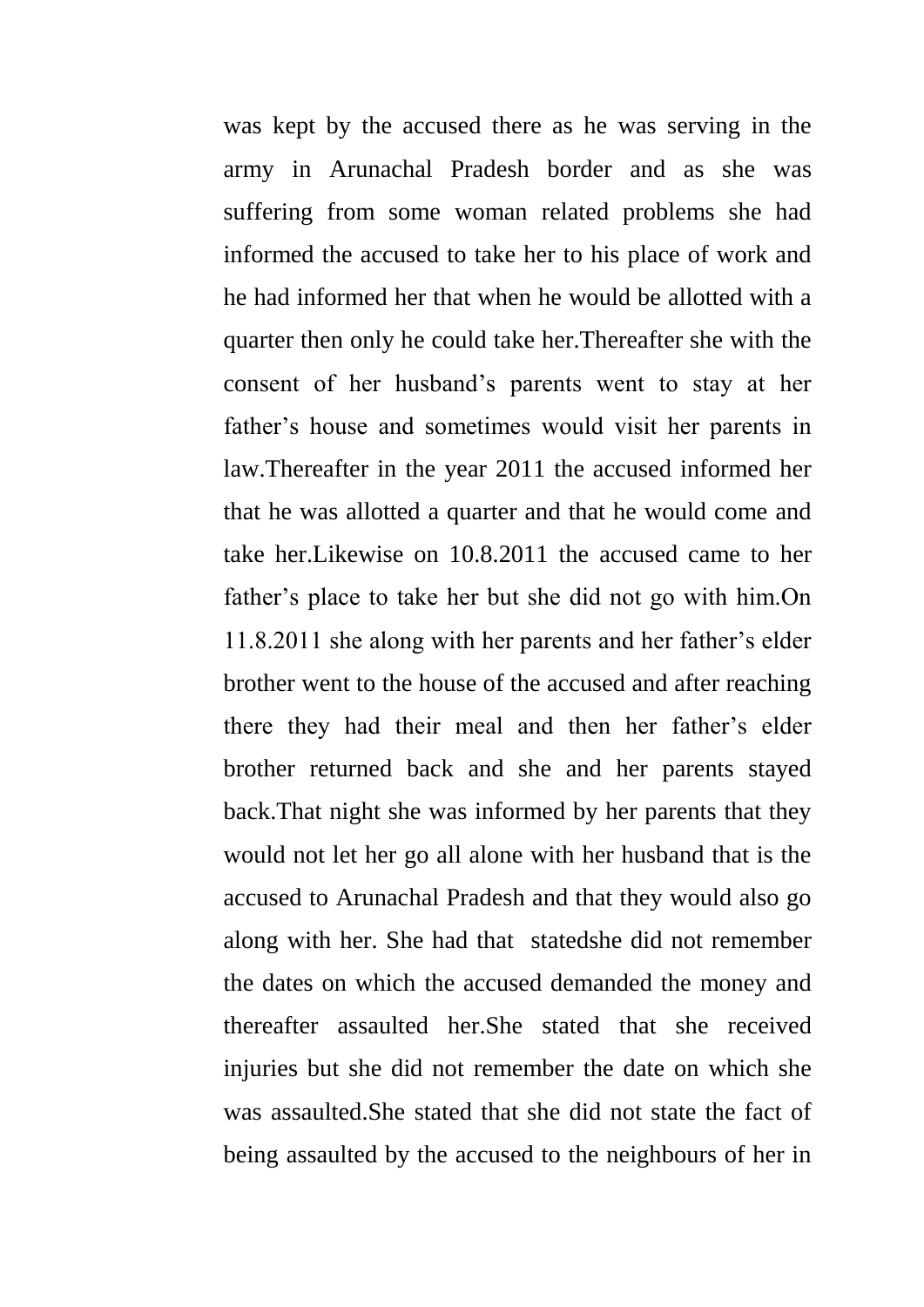was kept by the accused there as he was serving in the army in Arunachal Pradesh border and as she was suffering from some woman related problems she had informed the accused to take her to his place of work and he had informed her that when he would be allotted with a quarter then only he could take her.Thereafter she with the consent of her husband's parents went to stay at her father's house and sometimes would visit her parents in law.Thereafter in the year 2011 the accused informed her that he was allotted a quarter and that he would come and take her.Likewise on 10.8.2011 the accused came to her father's place to take her but she did not go with him.On 11.8.2011 she along with her parents and her father's elder brother went to the house of the accused and after reaching there they had their meal and then her father's elder brother returned back and she and her parents stayed back.That night she was informed by her parents that they would not let her go all alone with her husband that is the accused to Arunachal Pradesh and that they would also go along with her. She had that statedshe did not remember the dates on which the accused demanded the money and thereafter assaulted her.She stated that she received injuries but she did not remember the date on which she was assaulted.She stated that she did not state the fact of being assaulted by the accused to the neighbours of her in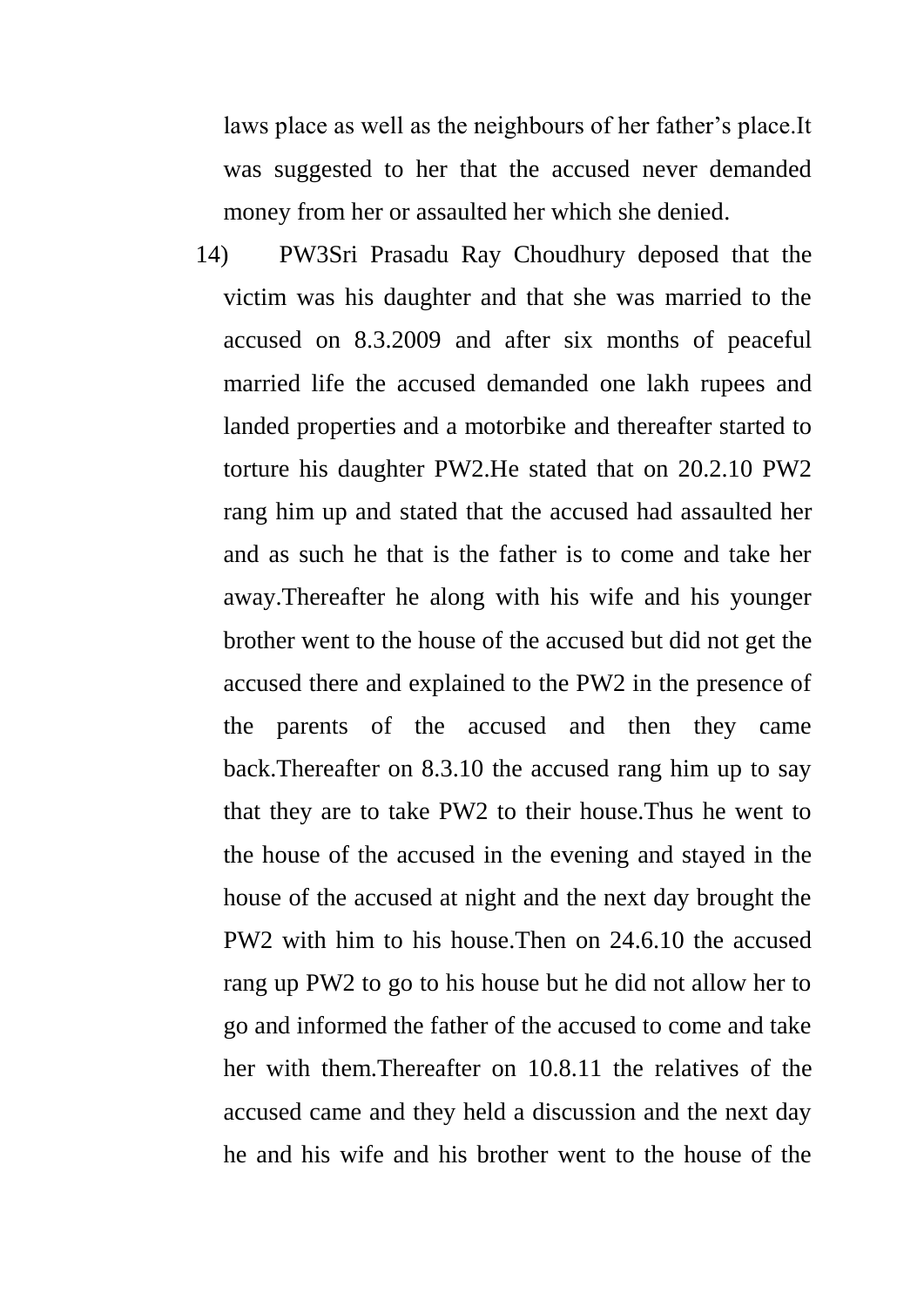laws place as well as the neighbours of her father's place.It was suggested to her that the accused never demanded money from her or assaulted her which she denied.

14) PW3Sri Prasadu Ray Choudhury deposed that the victim was his daughter and that she was married to the accused on 8.3.2009 and after six months of peaceful married life the accused demanded one lakh rupees and landed properties and a motorbike and thereafter started to torture his daughter PW2.He stated that on 20.2.10 PW2 rang him up and stated that the accused had assaulted her and as such he that is the father is to come and take her away.Thereafter he along with his wife and his younger brother went to the house of the accused but did not get the accused there and explained to the PW2 in the presence of the parents of the accused and then they came back.Thereafter on 8.3.10 the accused rang him up to say that they are to take PW2 to their house.Thus he went to the house of the accused in the evening and stayed in the house of the accused at night and the next day brought the PW2 with him to his house.Then on 24.6.10 the accused rang up PW2 to go to his house but he did not allow her to go and informed the father of the accused to come and take her with them.Thereafter on 10.8.11 the relatives of the accused came and they held a discussion and the next day he and his wife and his brother went to the house of the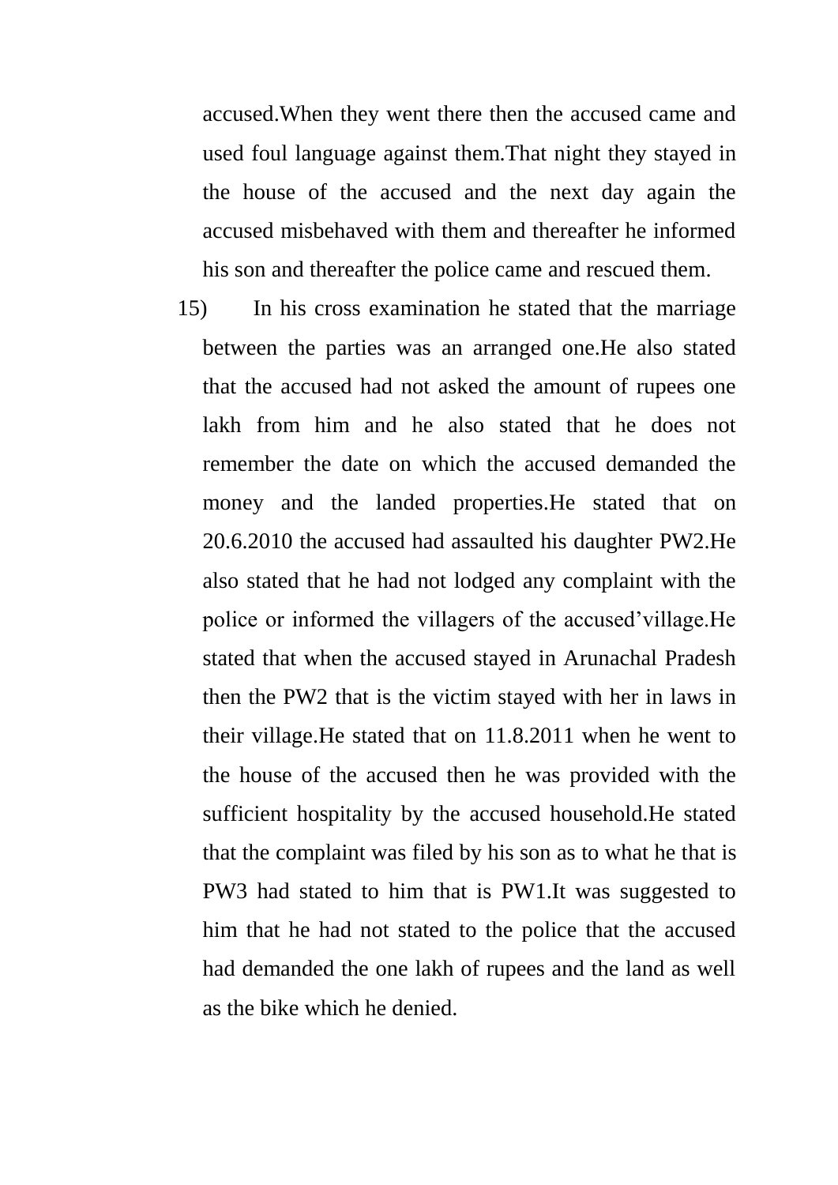accused.When they went there then the accused came and used foul language against them.That night they stayed in the house of the accused and the next day again the accused misbehaved with them and thereafter he informed his son and thereafter the police came and rescued them.

15) In his cross examination he stated that the marriage between the parties was an arranged one.He also stated that the accused had not asked the amount of rupees one lakh from him and he also stated that he does not remember the date on which the accused demanded the money and the landed properties.He stated that on 20.6.2010 the accused had assaulted his daughter PW2.He also stated that he had not lodged any complaint with the police or informed the villagers of the accused'village.He stated that when the accused stayed in Arunachal Pradesh then the PW2 that is the victim stayed with her in laws in their village.He stated that on 11.8.2011 when he went to the house of the accused then he was provided with the sufficient hospitality by the accused household.He stated that the complaint was filed by his son as to what he that is PW3 had stated to him that is PW1.It was suggested to him that he had not stated to the police that the accused had demanded the one lakh of rupees and the land as well as the bike which he denied.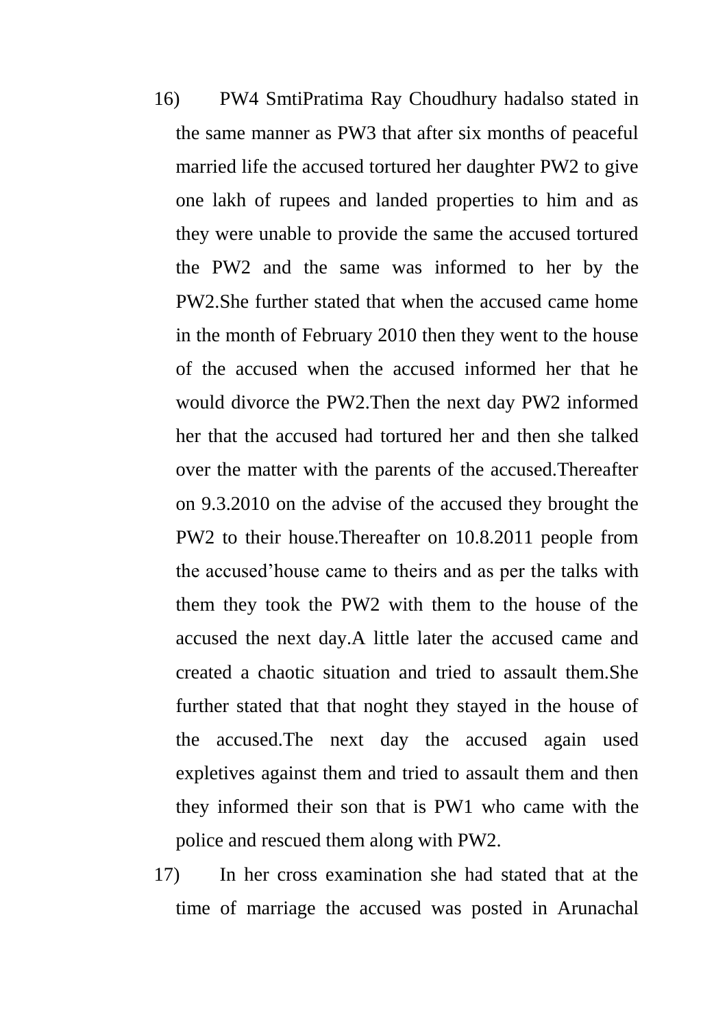16) PW4 SmtiPratima Ray Choudhury hadalso stated in the same manner as PW3 that after six months of peaceful married life the accused tortured her daughter PW2 to give one lakh of rupees and landed properties to him and as they were unable to provide the same the accused tortured the PW2 and the same was informed to her by the PW2.She further stated that when the accused came home in the month of February 2010 then they went to the house of the accused when the accused informed her that he would divorce the PW2.Then the next day PW2 informed her that the accused had tortured her and then she talked over the matter with the parents of the accused.Thereafter on 9.3.2010 on the advise of the accused they brought the PW2 to their house.Thereafter on 10.8.2011 people from the accused'house came to theirs and as per the talks with them they took the PW2 with them to the house of the accused the next day.A little later the accused came and created a chaotic situation and tried to assault them.She further stated that that noght they stayed in the house of the accused.The next day the accused again used expletives against them and tried to assault them and then they informed their son that is PW1 who came with the police and rescued them along with PW2.

17) In her cross examination she had stated that at the time of marriage the accused was posted in Arunachal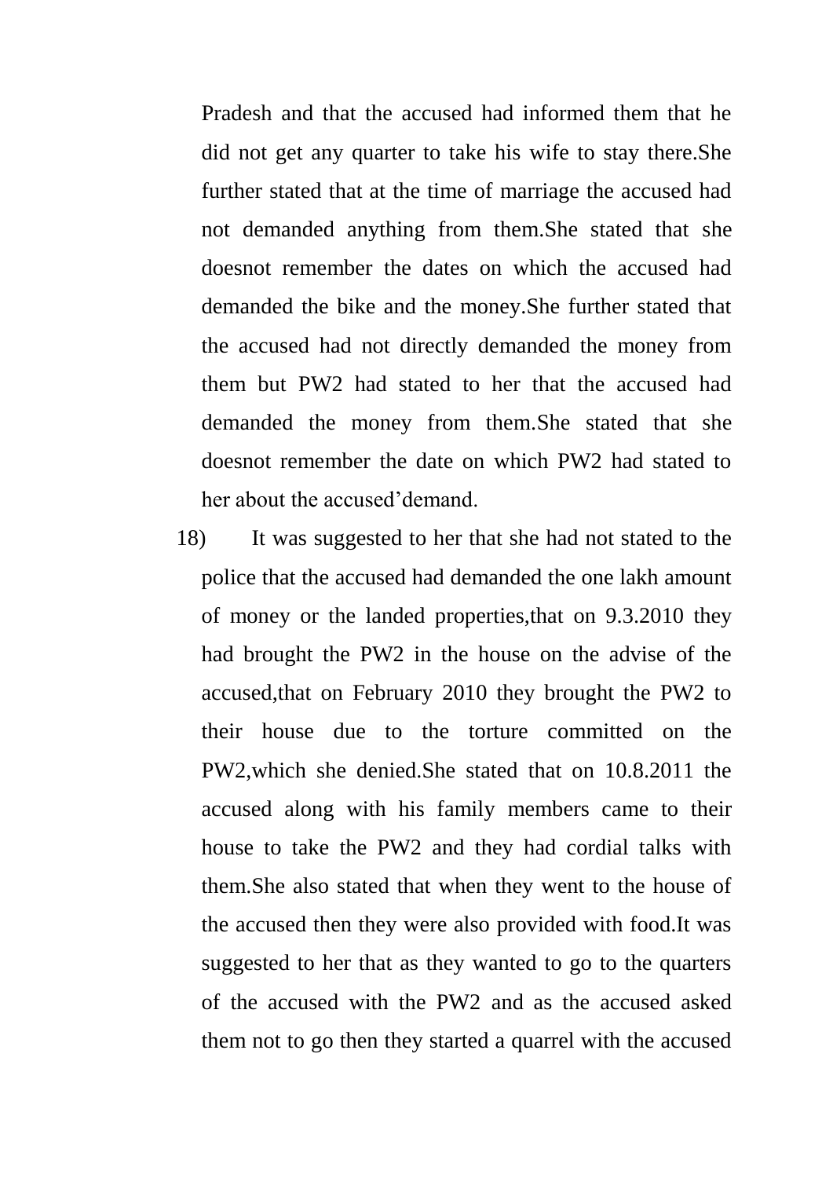Pradesh and that the accused had informed them that he did not get any quarter to take his wife to stay there.She further stated that at the time of marriage the accused had not demanded anything from them.She stated that she doesnot remember the dates on which the accused had demanded the bike and the money.She further stated that the accused had not directly demanded the money from them but PW2 had stated to her that the accused had demanded the money from them.She stated that she doesnot remember the date on which PW2 had stated to her about the accused'demand.

18) It was suggested to her that she had not stated to the police that the accused had demanded the one lakh amount of money or the landed properties,that on 9.3.2010 they had brought the PW2 in the house on the advise of the accused,that on February 2010 they brought the PW2 to their house due to the torture committed on the PW2,which she denied.She stated that on 10.8.2011 the accused along with his family members came to their house to take the PW2 and they had cordial talks with them.She also stated that when they went to the house of the accused then they were also provided with food.It was suggested to her that as they wanted to go to the quarters of the accused with the PW2 and as the accused asked them not to go then they started a quarrel with the accused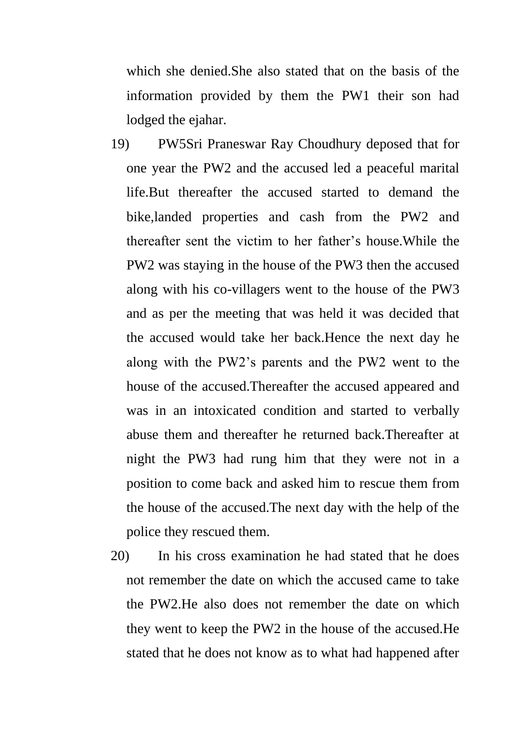which she denied.She also stated that on the basis of the information provided by them the PW1 their son had lodged the ejahar.

19) PW5Sri Praneswar Ray Choudhury deposed that for one year the PW2 and the accused led a peaceful marital life.But thereafter the accused started to demand the bike,landed properties and cash from the PW2 and thereafter sent the victim to her father's house.While the PW2 was staying in the house of the PW3 then the accused along with his co-villagers went to the house of the PW3 and as per the meeting that was held it was decided that the accused would take her back.Hence the next day he along with the PW2's parents and the PW2 went to the house of the accused.Thereafter the accused appeared and was in an intoxicated condition and started to verbally abuse them and thereafter he returned back.Thereafter at night the PW3 had rung him that they were not in a position to come back and asked him to rescue them from the house of the accused.The next day with the help of the police they rescued them.

20) In his cross examination he had stated that he does not remember the date on which the accused came to take the PW2.He also does not remember the date on which they went to keep the PW2 in the house of the accused.He stated that he does not know as to what had happened after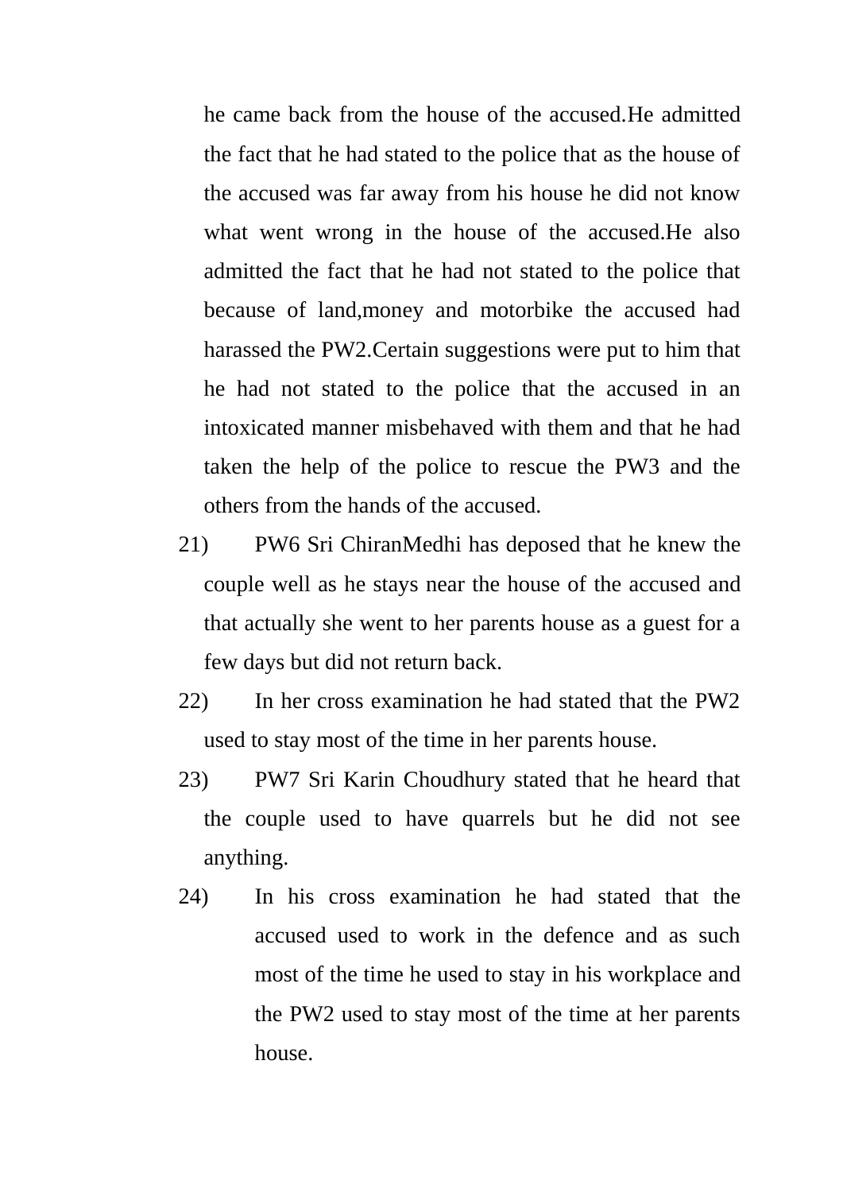he came back from the house of the accused.He admitted the fact that he had stated to the police that as the house of the accused was far away from his house he did not know what went wrong in the house of the accused.He also admitted the fact that he had not stated to the police that because of land,money and motorbike the accused had harassed the PW2.Certain suggestions were put to him that he had not stated to the police that the accused in an intoxicated manner misbehaved with them and that he had taken the help of the police to rescue the PW3 and the others from the hands of the accused.

21) PW6 Sri ChiranMedhi has deposed that he knew the couple well as he stays near the house of the accused and that actually she went to her parents house as a guest for a few days but did not return back.

22) In her cross examination he had stated that the PW2 used to stay most of the time in her parents house.

23) PW7 Sri Karin Choudhury stated that he heard that the couple used to have quarrels but he did not see anything.

24) In his cross examination he had stated that the accused used to work in the defence and as such most of the time he used to stay in his workplace and the PW2 used to stay most of the time at her parents house.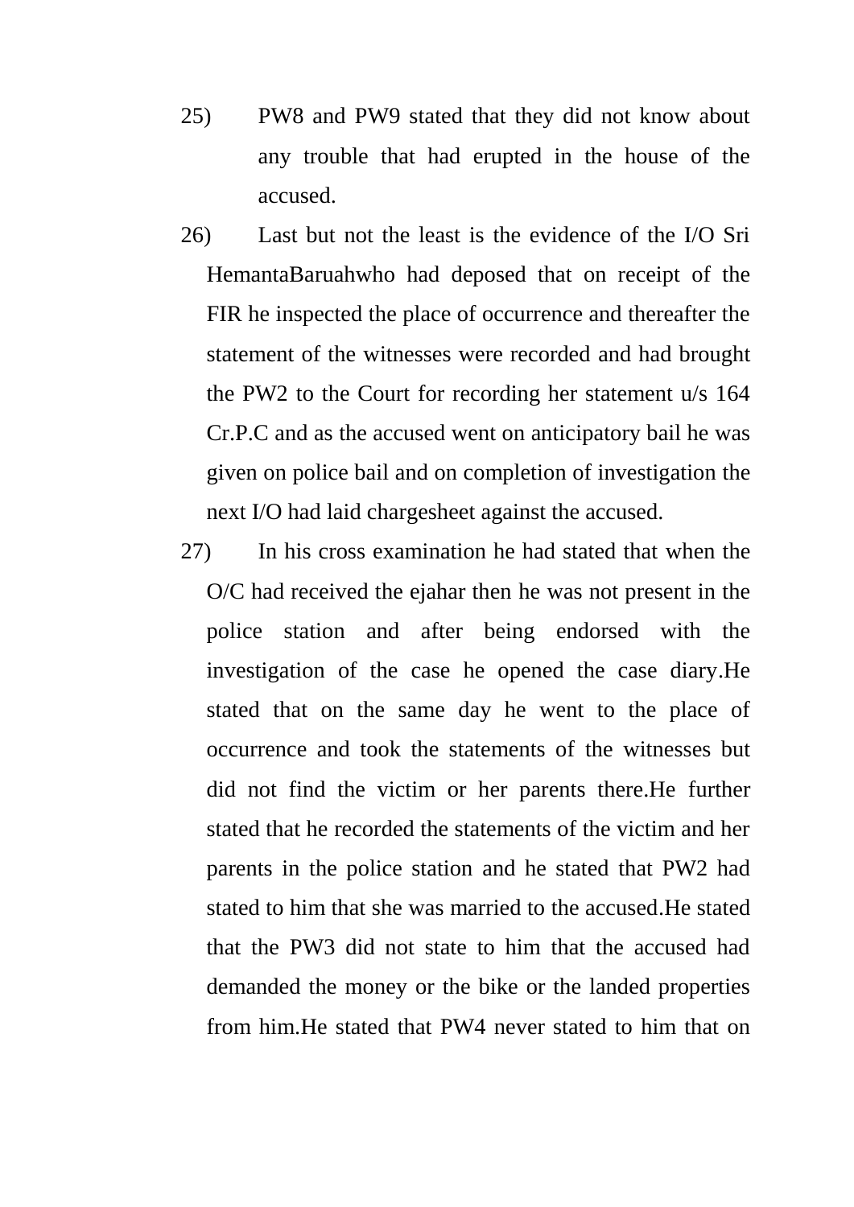25) PW8 and PW9 stated that they did not know about any trouble that had erupted in the house of the accused.

26) Last but not the least is the evidence of the I/O Sri HemantaBaruahwho had deposed that on receipt of the FIR he inspected the place of occurrence and thereafter the statement of the witnesses were recorded and had brought the PW2 to the Court for recording her statement u/s 164 Cr.P.C and as the accused went on anticipatory bail he was given on police bail and on completion of investigation the next I/O had laid chargesheet against the accused.

27) In his cross examination he had stated that when the O/C had received the ejahar then he was not present in the police station and after being endorsed with the investigation of the case he opened the case diary.He stated that on the same day he went to the place of occurrence and took the statements of the witnesses but did not find the victim or her parents there.He further stated that he recorded the statements of the victim and her parents in the police station and he stated that PW2 had stated to him that she was married to the accused.He stated that the PW3 did not state to him that the accused had demanded the money or the bike or the landed properties from him.He stated that PW4 never stated to him that on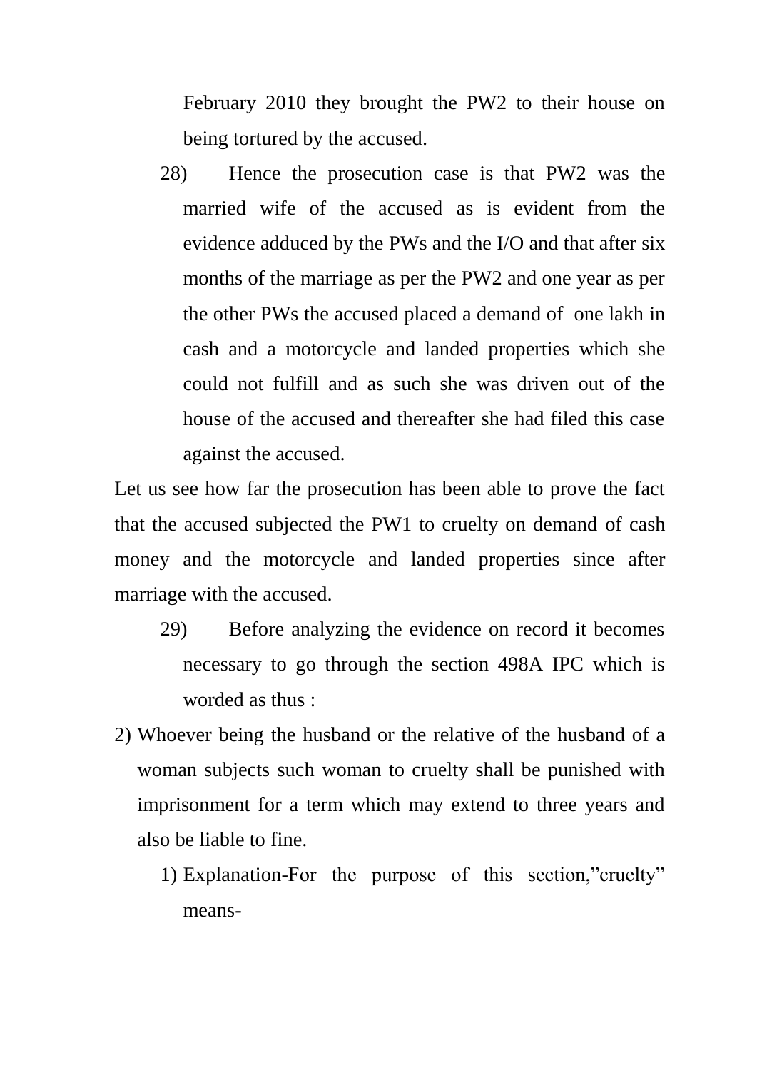February 2010 they brought the PW2 to their house on being tortured by the accused.

28) Hence the prosecution case is that PW2 was the married wife of the accused as is evident from the evidence adduced by the PWs and the I/O and that after six months of the marriage as per the PW2 and one year as per the other PWs the accused placed a demand of one lakh in cash and a motorcycle and landed properties which she could not fulfill and as such she was driven out of the house of the accused and thereafter she had filed this case against the accused.

Let us see how far the prosecution has been able to prove the fact that the accused subjected the PW1 to cruelty on demand of cash money and the motorcycle and landed properties since after marriage with the accused.

29) Before analyzing the evidence on record it becomes necessary to go through the section 498A IPC which is worded as thus :

2) Whoever being the husband or the relative of the husband of a woman subjects such woman to cruelty shall be punished with imprisonment for a term which may extend to three years and also be liable to fine.

   1) Explanation-For the purpose of this section,"cruelty" means-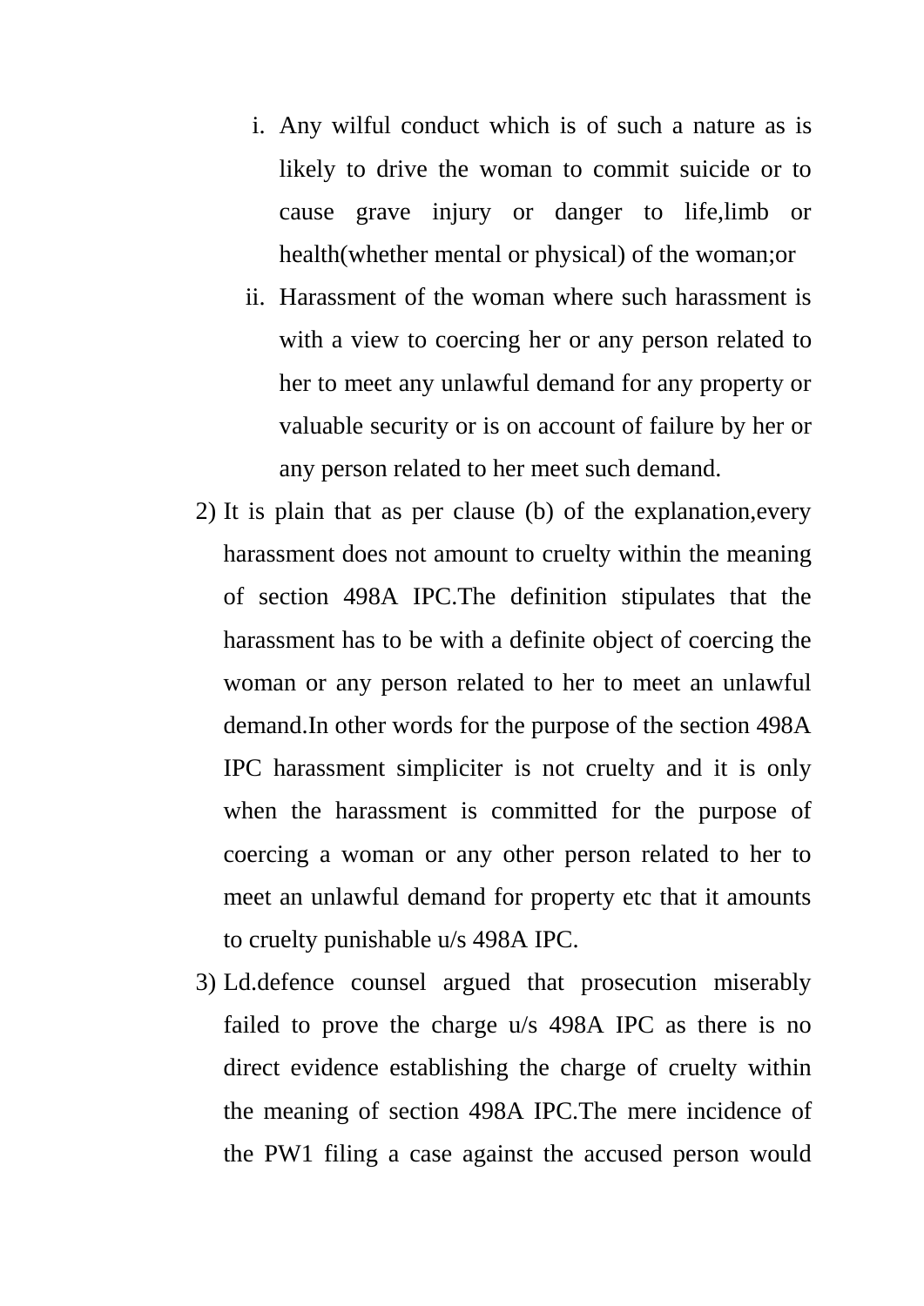i. Any wilful conduct which is of such a nature as is likely to drive the woman to commit suicide or to cause grave injury or danger to life,limb or health(whether mental or physical) of the woman;or
ii. Harassment of the woman where such harassment is with a view to coercing her or any person related to her to meet any unlawful demand for any property or valuable security or is on account of failure by her or any person related to her meet such demand.

2) It is plain that as per clause (b) of the explanation,every harassment does not amount to cruelty within the meaning of section 498A IPC.The definition stipulates that the harassment has to be with a definite object of coercing the woman or any person related to her to meet an unlawful demand.In other words for the purpose of the section 498A IPC harassment simpliciter is not cruelty and it is only when the harassment is committed for the purpose of coercing a woman or any other person related to her to meet an unlawful demand for property etc that it amounts to cruelty punishable u/s 498A IPC.

3) Ld.defence counsel argued that prosecution miserably failed to prove the charge u/s 498A IPC as there is no direct evidence establishing the charge of cruelty within the meaning of section 498A IPC.The mere incidence of the PW1 filing a case against the accused person would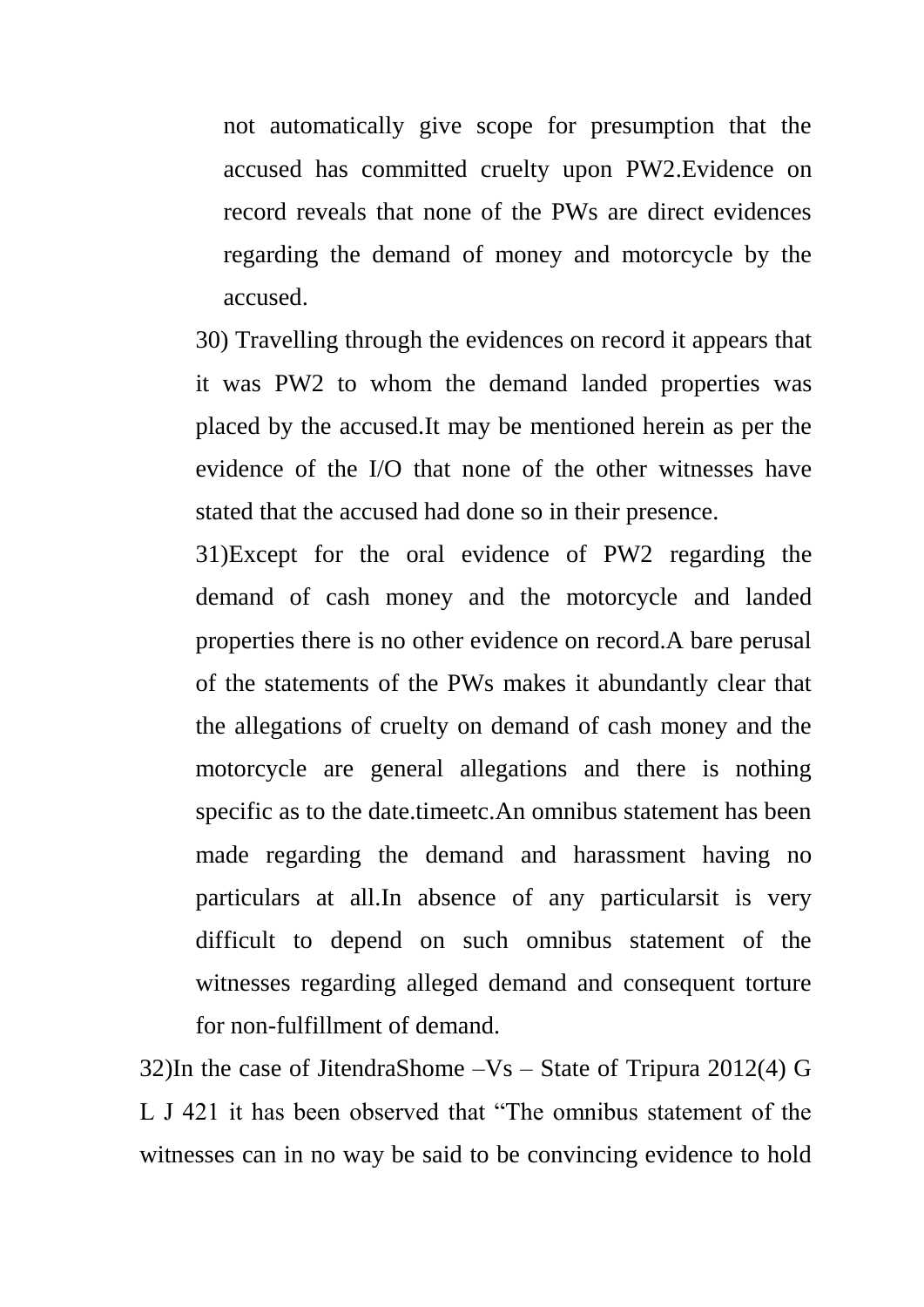not automatically give scope for presumption that the accused has committed cruelty upon PW2.Evidence on record reveals that none of the PWs are direct evidences regarding the demand of money and motorcycle by the accused.

30) Travelling through the evidences on record it appears that it was PW2 to whom the demand landed properties was placed by the accused.It may be mentioned herein as per the evidence of the I/O that none of the other witnesses have stated that the accused had done so in their presence.

31)Except for the oral evidence of PW2 regarding the demand of cash money and the motorcycle and landed properties there is no other evidence on record.A bare perusal of the statements of the PWs makes it abundantly clear that the allegations of cruelty on demand of cash money and the motorcycle are general allegations and there is nothing specific as to the date.timeetc.An omnibus statement has been made regarding the demand and harassment having no particulars at all.In absence of any particularsit is very difficult to depend on such omnibus statement of the witnesses regarding alleged demand and consequent torture for non-fulfillment of demand.

32)In the case of JitendraShome –Vs – State of Tripura 2012(4) G L J 421 it has been observed that "The omnibus statement of the witnesses can in no way be said to be convincing evidence to hold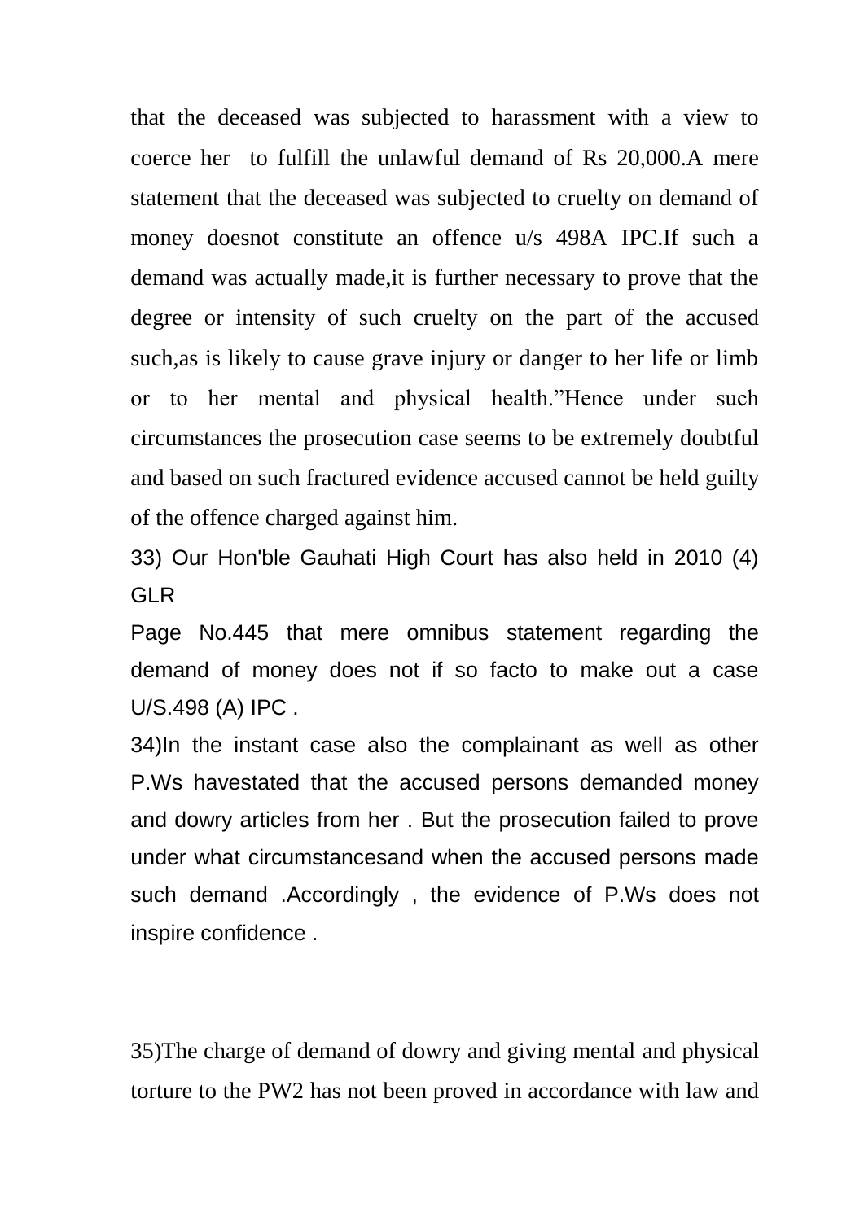that the deceased was subjected to harassment with a view to coerce her to fulfill the unlawful demand of Rs 20,000.A mere statement that the deceased was subjected to cruelty on demand of money doesnot constitute an offence u/s 498A IPC.If such a demand was actually made,it is further necessary to prove that the degree or intensity of such cruelty on the part of the accused such,as is likely to cause grave injury or danger to her life or limb or to her mental and physical health."Hence under such circumstances the prosecution case seems to be extremely doubtful and based on such fractured evidence accused cannot be held guilty of the offence charged against him.

33) Our Hon'ble Gauhati High Court has also held in 2010 (4) GLR

Page No.445 that mere omnibus statement regarding the demand of money does not if so facto to make out a case U/S.498 (A) IPC .

34)In the instant case also the complainant as well as other P.Ws havestated that the accused persons demanded money and dowry articles from her . But the prosecution failed to prove under what circumstancesand when the accused persons made such demand .Accordingly , the evidence of P.Ws does not inspire confidence .

35)The charge of demand of dowry and giving mental and physical torture to the PW2 has not been proved in accordance with law and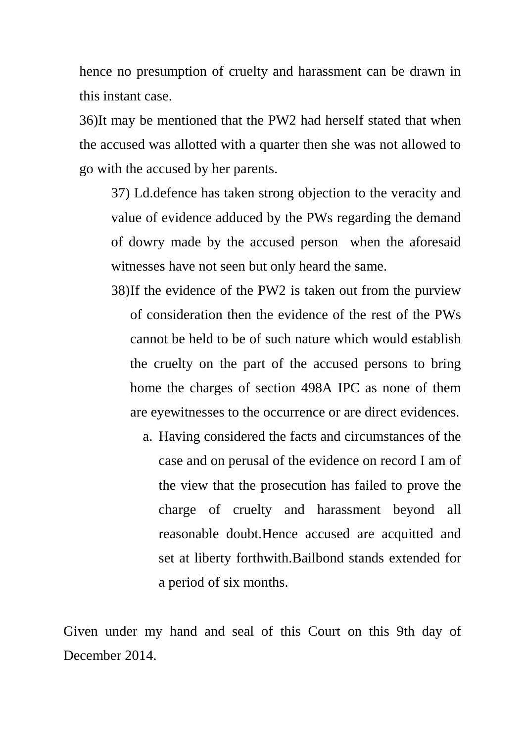hence no presumption of cruelty and harassment can be drawn in this instant case.

36)It may be mentioned that the PW2 had herself stated that when the accused was allotted with a quarter then she was not allowed to go with the accused by her parents.

37) Ld.defence has taken strong objection to the veracity and value of evidence adduced by the PWs regarding the demand of dowry made by the accused person when the aforesaid witnesses have not seen but only heard the same.

38)If the evidence of the PW2 is taken out from the purview of consideration then the evidence of the rest of the PWs cannot be held to be of such nature which would establish the cruelty on the part of the accused persons to bring home the charges of section 498A IPC as none of them are eyewitnesses to the occurrence or are direct evidences.

a. Having considered the facts and circumstances of the case and on perusal of the evidence on record I am of the view that the prosecution has failed to prove the charge of cruelty and harassment beyond all reasonable doubt.Hence accused are acquitted and set at liberty forthwith.Bailbond stands extended for a period of six months.

Given under my hand and seal of this Court on this 9th day of December 2014.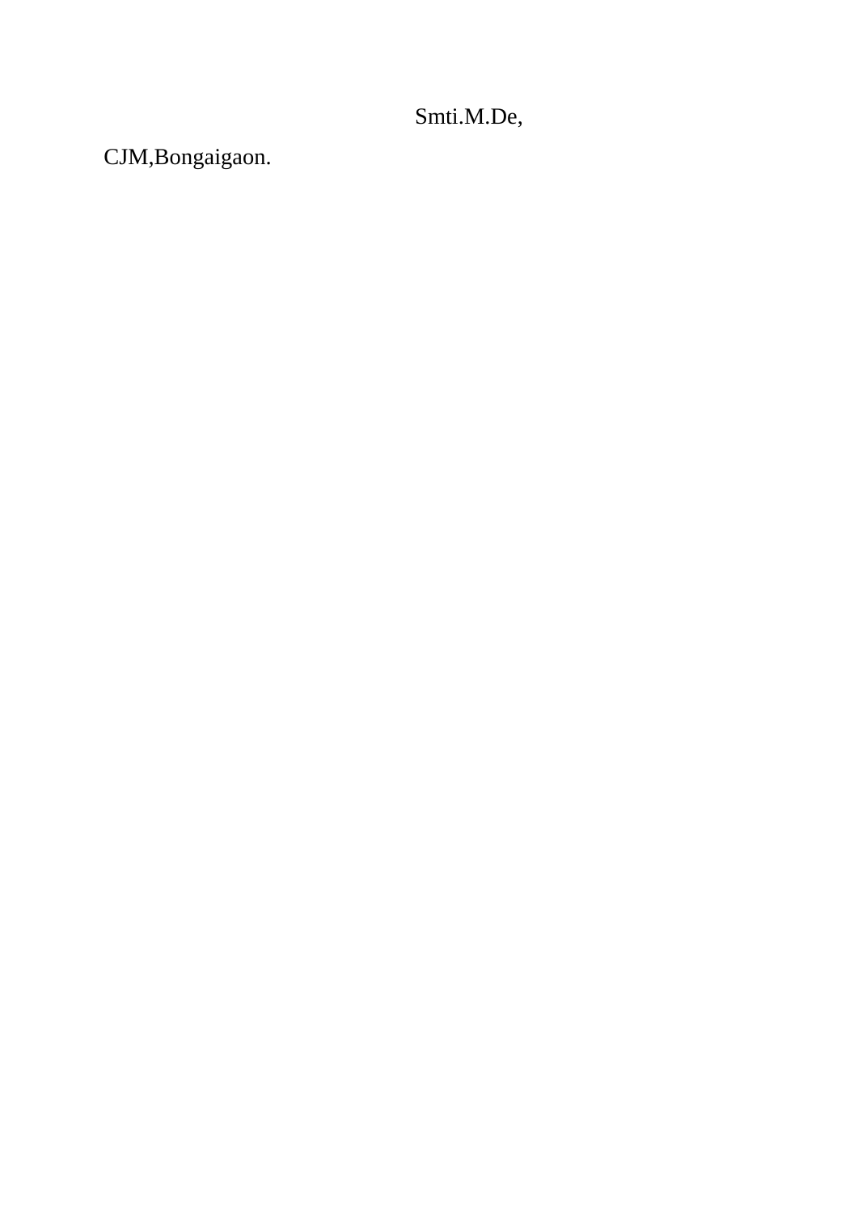Smti.M.De,

CJM,Bongaigaon.